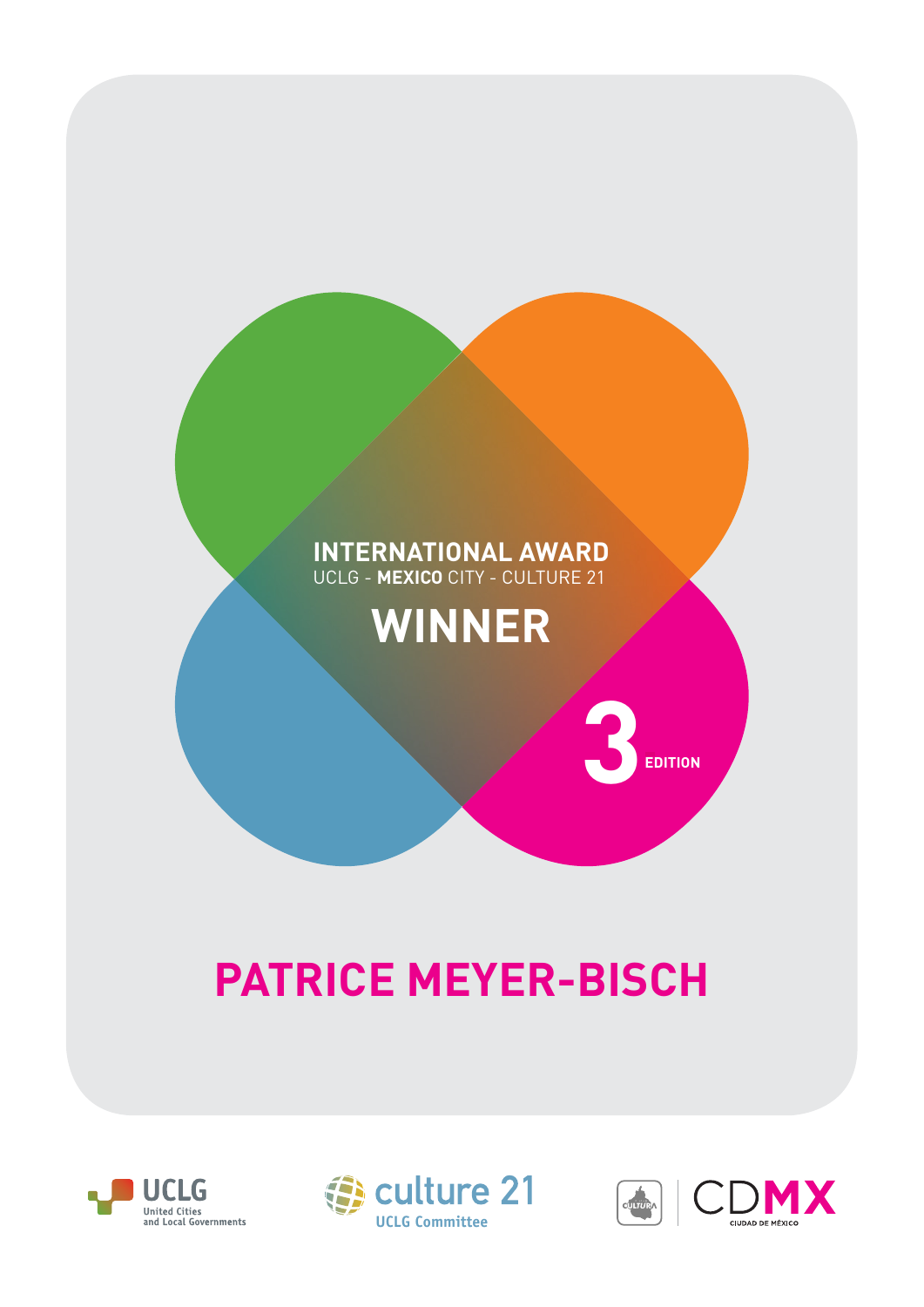**INTERNATIONAL AWARD**
UCLG - **MEXICO** CITY - CULTURE 21

# WINNER

**3** EDITION

# PATRICE MEYER-BISCH

UCLG United Cities and Local Governments

culture 21 UCLG Committee

CULTURA | CDMX CIUDAD DE MÉXICO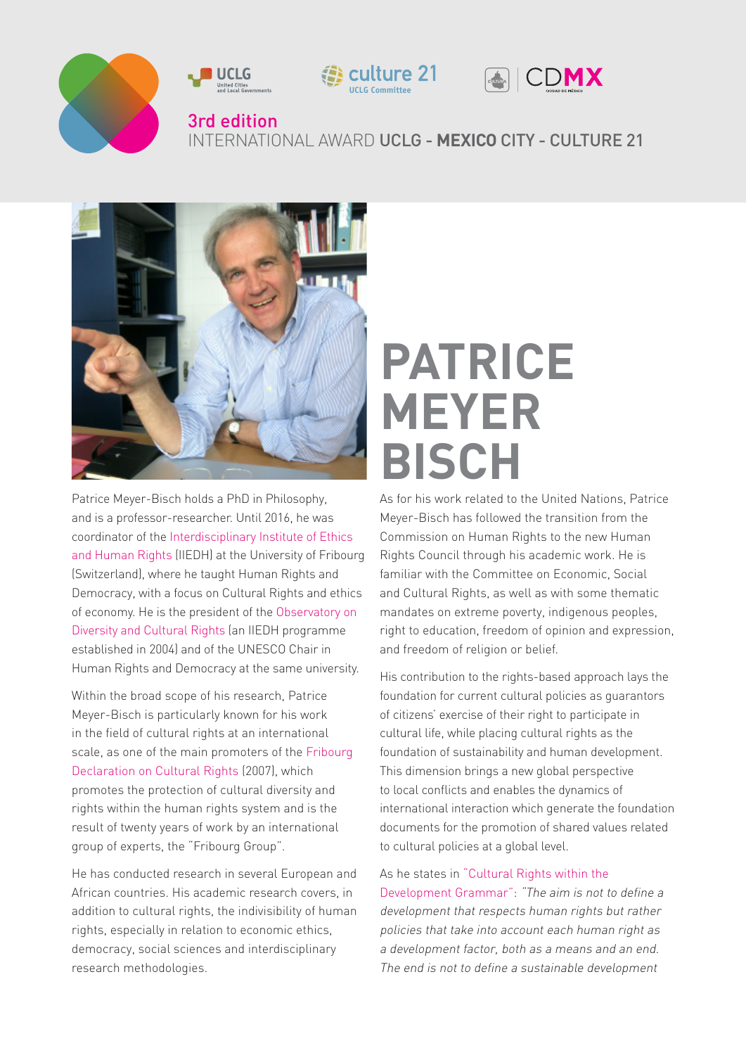3rd edition

INTERNATIONAL AWARD **UCLG - MEXICO CITY - CULTURE 21**

# PATRICE MEYER BISCH

Patrice Meyer-Bisch holds a PhD in Philosophy, and is a professor-researcher. Until 2016, he was coordinator of the Interdisciplinary Institute of Ethics and Human Rights (IIEDH) at the University of Fribourg (Switzerland), where he taught Human Rights and Democracy, with a focus on Cultural Rights and ethics of economy. He is the president of the Observatory on Diversity and Cultural Rights (an IIEDH programme established in 2004) and of the UNESCO Chair in Human Rights and Democracy at the same university.

Within the broad scope of his research, Patrice Meyer-Bisch is particularly known for his work in the field of cultural rights at an international scale, as one of the main promoters of the Fribourg Declaration on Cultural Rights (2007), which promotes the protection of cultural diversity and rights within the human rights system and is the result of twenty years of work by an international group of experts, the "Fribourg Group".

He has conducted research in several European and African countries. His academic research covers, in addition to cultural rights, the indivisibility of human rights, especially in relation to economic ethics, democracy, social sciences and interdisciplinary research methodologies.

As for his work related to the United Nations, Patrice Meyer-Bisch has followed the transition from the Commission on Human Rights to the new Human Rights Council through his academic work. He is familiar with the Committee on Economic, Social and Cultural Rights, as well as with some thematic mandates on extreme poverty, indigenous peoples, right to education, freedom of opinion and expression, and freedom of religion or belief.

His contribution to the rights-based approach lays the foundation for current cultural policies as guarantors of citizens' exercise of their right to participate in cultural life, while placing cultural rights as the foundation of sustainability and human development. This dimension brings a new global perspective to local conflicts and enables the dynamics of international interaction which generate the foundation documents for the promotion of shared values related to cultural policies at a global level.

As he states in "Cultural Rights within the Development Grammar": *"The aim is not to define a development that respects human rights but rather policies that take into account each human right as a development factor, both as a means and an end. The end is not to define a sustainable development*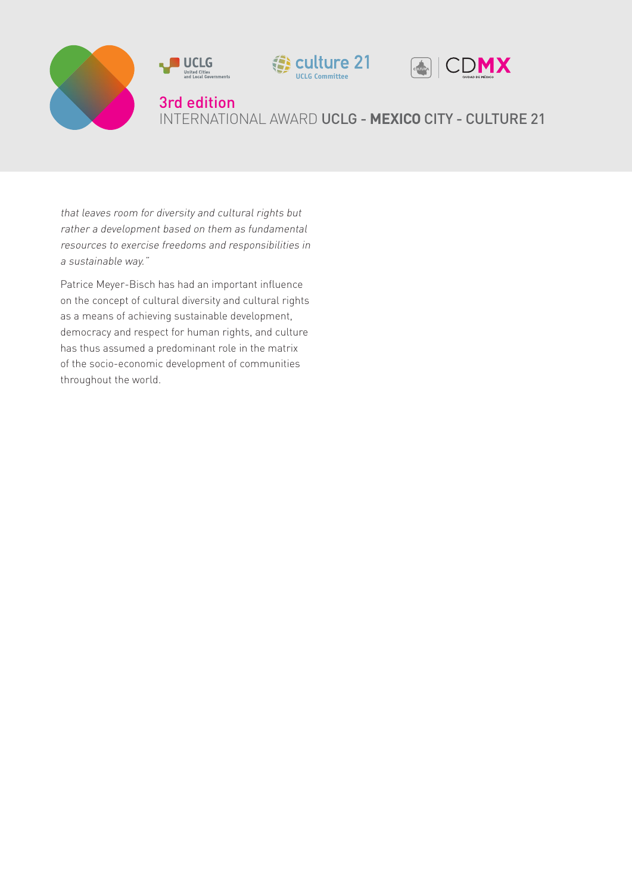*that leaves room for diversity and cultural rights but rather a development based on them as fundamental resources to exercise freedoms and responsibilities in a sustainable way."*

Patrice Meyer-Bisch has had an important influence on the concept of cultural diversity and cultural rights as a means of achieving sustainable development, democracy and respect for human rights, and culture has thus assumed a predominant role in the matrix of the socio-economic development of communities throughout the world.